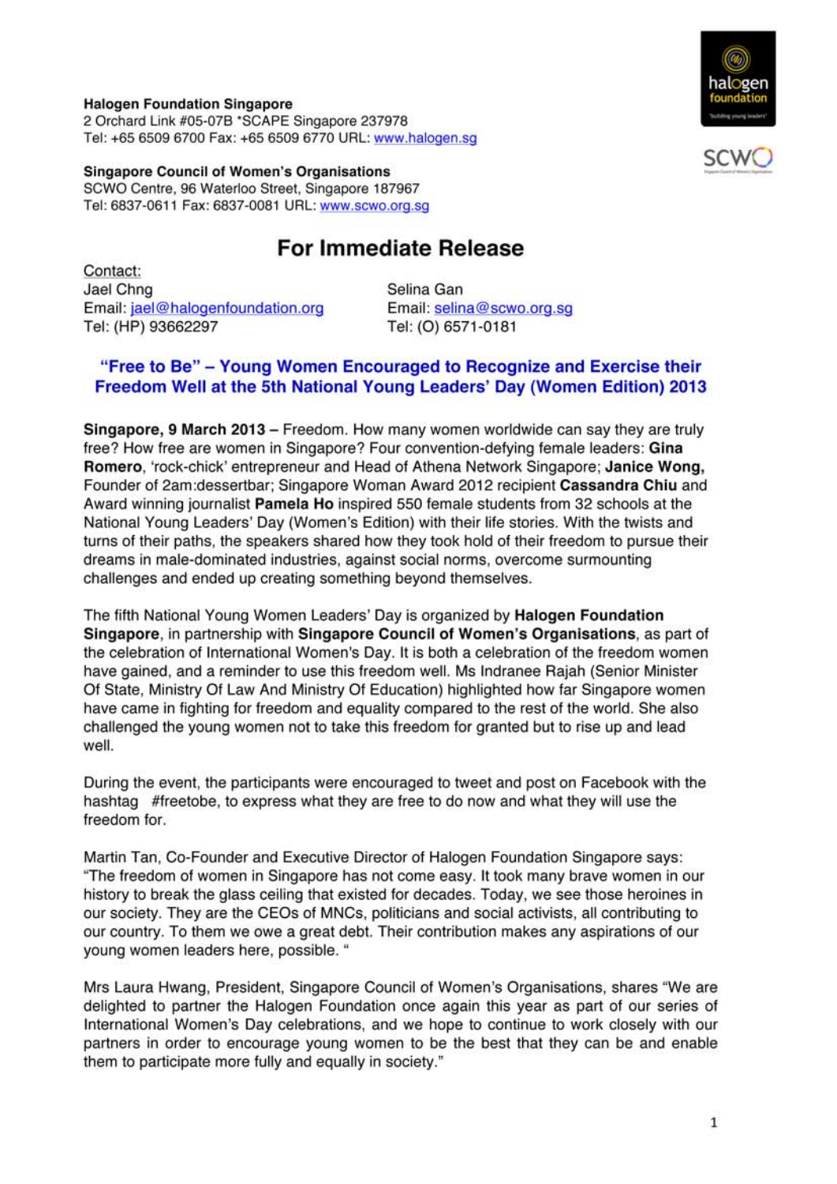**Halogen Foundation Singapore**
2 Orchard Link #05-07B *SCAPE Singapore 237978
Tel: +65 6509 6700 Fax: +65 6509 6770 URL: www.halogen.sg

**Singapore Council of Women's Organisations**
SCWO Centre, 96 Waterloo Street, Singapore 187967
Tel: 6837-0611 Fax: 6837-0081 URL: www.scwo.org.sg

# For Immediate Release

Contact:

Jael Chng
Email: jael@halogenfoundation.org
Tel: (HP) 93662297

Selina Gan
Email: selina@scwo.org.sg
Tel: (O) 6571-0181

## "Free to Be" – Young Women Encouraged to Recognize and Exercise their Freedom Well at the 5th National Young Leaders' Day (Women Edition) 2013

**Singapore, 9 March 2013 –** Freedom. How many women worldwide can say they are truly free? How free are women in Singapore? Four convention-defying female leaders: **Gina Romero**, 'rock-chick' entrepreneur and Head of Athena Network Singapore; **Janice Wong,** Founder of 2am:dessertbar; Singapore Woman Award 2012 recipient **Cassandra Chiu** and Award winning journalist **Pamela Ho** inspired 550 female students from 32 schools at the National Young Leaders' Day (Women's Edition) with their life stories. With the twists and turns of their paths, the speakers shared how they took hold of their freedom to pursue their dreams in male-dominated industries, against social norms, overcome surmounting challenges and ended up creating something beyond themselves.

The fifth National Young Women Leaders' Day is organized by **Halogen Foundation Singapore**, in partnership with **Singapore Council of Women's Organisations**, as part of the celebration of International Women's Day. It is both a celebration of the freedom women have gained, and a reminder to use this freedom well. Ms Indranee Rajah (Senior Minister Of State, Ministry Of Law And Ministry Of Education) highlighted how far Singapore women have came in fighting for freedom and equality compared to the rest of the world. She also challenged the young women not to take this freedom for granted but to rise up and lead well.

During the event, the participants were encouraged to tweet and post on Facebook with the hashtag #freetobe, to express what they are free to do now and what they will use the freedom for.

Martin Tan, Co-Founder and Executive Director of Halogen Foundation Singapore says: "The freedom of women in Singapore has not come easy. It took many brave women in our history to break the glass ceiling that existed for decades. Today, we see those heroines in our society. They are the CEOs of MNCs, politicians and social activists, all contributing to our country. To them we owe a great debt. Their contribution makes any aspirations of our young women leaders here, possible. "

Mrs Laura Hwang, President, Singapore Council of Women's Organisations, shares "We are delighted to partner the Halogen Foundation once again this year as part of our series of International Women's Day celebrations, and we hope to continue to work closely with our partners in order to encourage young women to be the best that they can be and enable them to participate more fully and equally in society."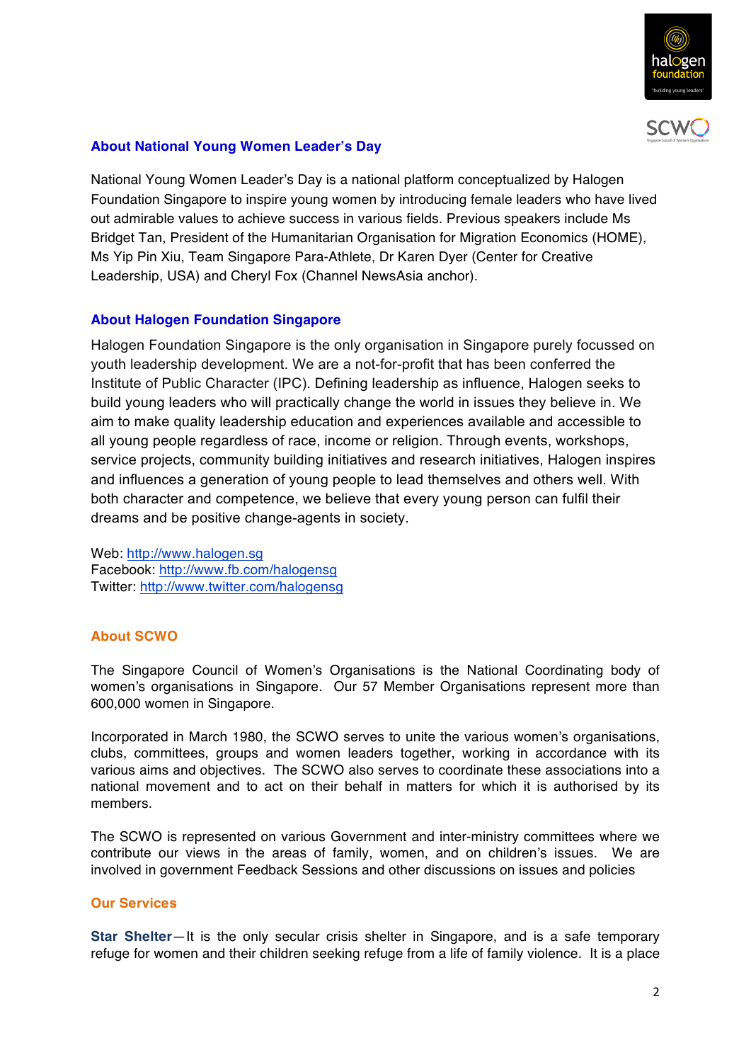## About National Young Women Leader's Day

National Young Women Leader's Day is a national platform conceptualized by Halogen Foundation Singapore to inspire young women by introducing female leaders who have lived out admirable values to achieve success in various fields. Previous speakers include Ms Bridget Tan, President of the Humanitarian Organisation for Migration Economics (HOME), Ms Yip Pin Xiu, Team Singapore Para-Athlete, Dr Karen Dyer (Center for Creative Leadership, USA) and Cheryl Fox (Channel NewsAsia anchor).

## About Halogen Foundation Singapore

Halogen Foundation Singapore is the only organisation in Singapore purely focussed on youth leadership development. We are a not-for-profit that has been conferred the Institute of Public Character (IPC). Defining leadership as influence, Halogen seeks to build young leaders who will practically change the world in issues they believe in. We aim to make quality leadership education and experiences available and accessible to all young people regardless of race, income or religion. Through events, workshops, service projects, community building initiatives and research initiatives, Halogen inspires and influences a generation of young people to lead themselves and others well. With both character and competence, we believe that every young person can fulfil their dreams and be positive change-agents in society.

Web: http://www.halogen.sg
Facebook: http://www.fb.com/halogensg
Twitter: http://www.twitter.com/halogensg

## About SCWO

The Singapore Council of Women's Organisations is the National Coordinating body of women's organisations in Singapore. Our 57 Member Organisations represent more than 600,000 women in Singapore.

Incorporated in March 1980, the SCWO serves to unite the various women's organisations, clubs, committees, groups and women leaders together, working in accordance with its various aims and objectives. The SCWO also serves to coordinate these associations into a national movement and to act on their behalf in matters for which it is authorised by its members.

The SCWO is represented on various Government and inter-ministry committees where we contribute our views in the areas of family, women, and on children's issues. We are involved in government Feedback Sessions and other discussions on issues and policies

## Our Services

**Star Shelter**—It is the only secular crisis shelter in Singapore, and is a safe temporary refuge for women and their children seeking refuge from a life of family violence. It is a place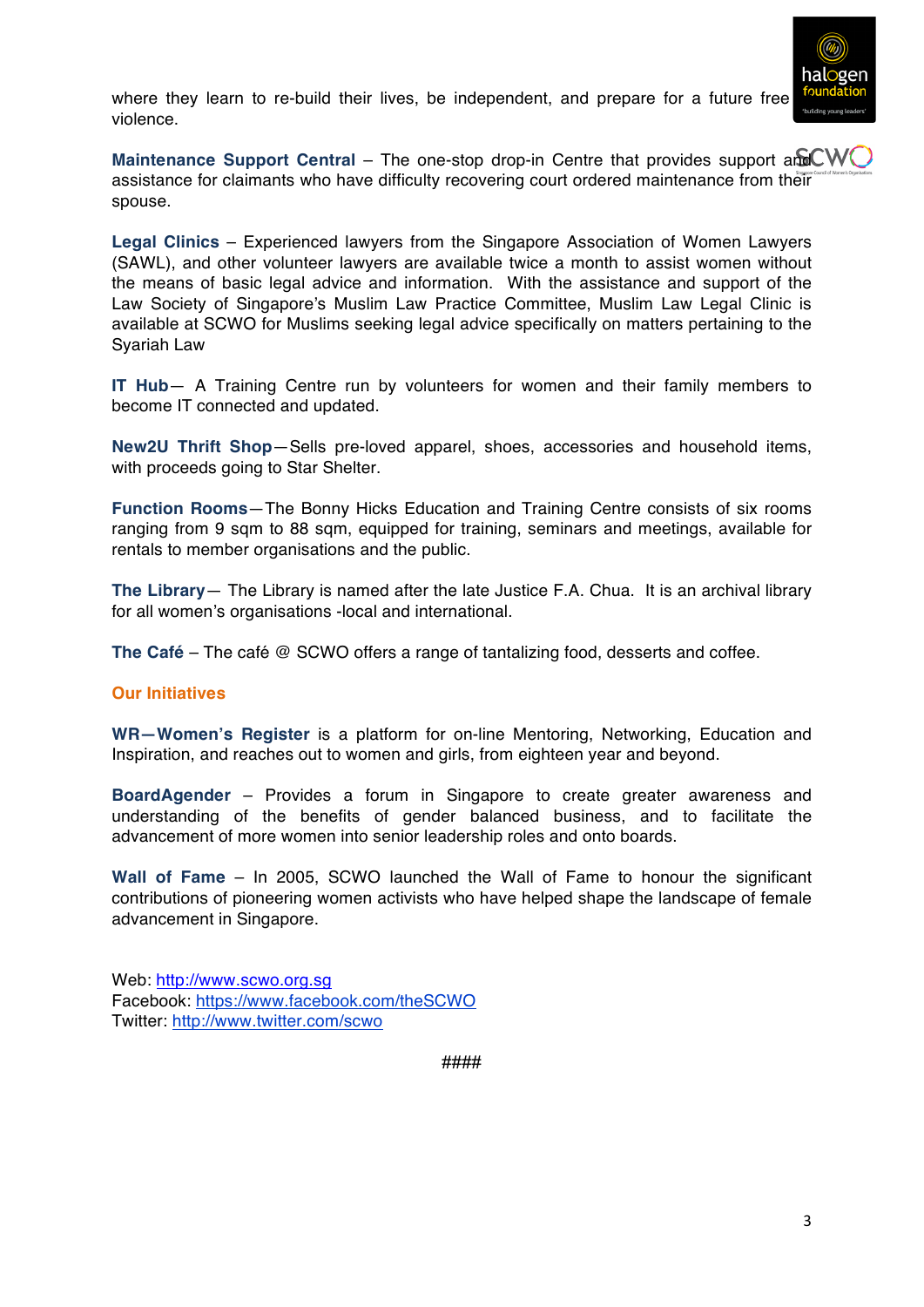where they learn to re-build their lives, be independent, and prepare for a future free violence.

**Maintenance Support Central** – The one-stop drop-in Centre that provides support and assistance for claimants who have difficulty recovering court ordered maintenance from their spouse.

**Legal Clinics** – Experienced lawyers from the Singapore Association of Women Lawyers (SAWL), and other volunteer lawyers are available twice a month to assist women without the means of basic legal advice and information. With the assistance and support of the Law Society of Singapore's Muslim Law Practice Committee, Muslim Law Legal Clinic is available at SCWO for Muslims seeking legal advice specifically on matters pertaining to the Syariah Law

**IT Hub**— A Training Centre run by volunteers for women and their family members to become IT connected and updated.

**New2U Thrift Shop**—Sells pre-loved apparel, shoes, accessories and household items, with proceeds going to Star Shelter.

**Function Rooms**—The Bonny Hicks Education and Training Centre consists of six rooms ranging from 9 sqm to 88 sqm, equipped for training, seminars and meetings, available for rentals to member organisations and the public.

**The Library**— The Library is named after the late Justice F.A. Chua. It is an archival library for all women's organisations -local and international.

**The Café** – The café @ SCWO offers a range of tantalizing food, desserts and coffee.

**Our Initiatives**

**WR—Women's Register** is a platform for on-line Mentoring, Networking, Education and Inspiration, and reaches out to women and girls, from eighteen year and beyond.

**BoardAgender** – Provides a forum in Singapore to create greater awareness and understanding of the benefits of gender balanced business, and to facilitate the advancement of more women into senior leadership roles and onto boards.

**Wall of Fame** – In 2005, SCWO launched the Wall of Fame to honour the significant contributions of pioneering women activists who have helped shape the landscape of female advancement in Singapore.

Web: http://www.scwo.org.sg
Facebook: https://www.facebook.com/theSCWO
Twitter: http://www.twitter.com/scwo

####